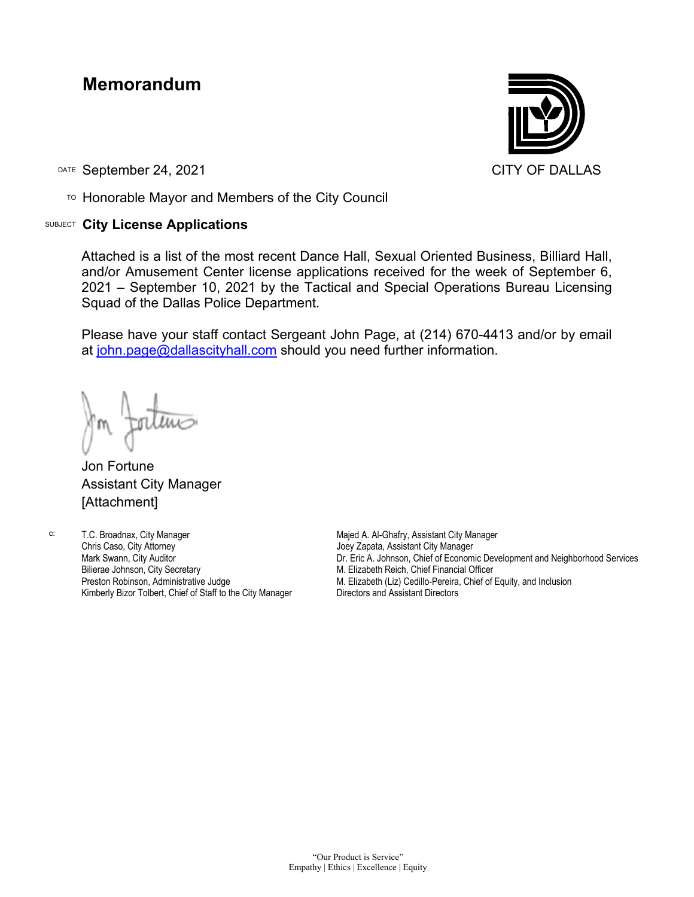# Memorandum

CITY OF DALLAS

DATE September 24, 2021

TO Honorable Mayor and Members of the City Council

SUBJECT **City License Applications**

Attached is a list of the most recent Dance Hall, Sexual Oriented Business, Billiard Hall, and/or Amusement Center license applications received for the week of September 6, 2021 – September 10, 2021 by the Tactical and Special Operations Bureau Licensing Squad of the Dallas Police Department.

Please have your staff contact Sergeant John Page, at (214) 670-4413 and/or by email at john.page@dallascityhall.com should you need further information.

Jon Fortune
Assistant City Manager
[Attachment]

c:
T.C. Broadnax, City Manager
Chris Caso, City Attorney
Mark Swann, City Auditor
Bilierae Johnson, City Secretary
Preston Robinson, Administrative Judge
Kimberly Bizor Tolbert, Chief of Staff to the City Manager
Majed A. Al-Ghafry, Assistant City Manager
Joey Zapata, Assistant City Manager
Dr. Eric A. Johnson, Chief of Economic Development and Neighborhood Services
M. Elizabeth Reich, Chief Financial Officer
M. Elizabeth (Liz) Cedillo-Pereira, Chief of Equity, and Inclusion
Directors and Assistant Directors

"Our Product is Service"
Empathy | Ethics | Excellence | Equity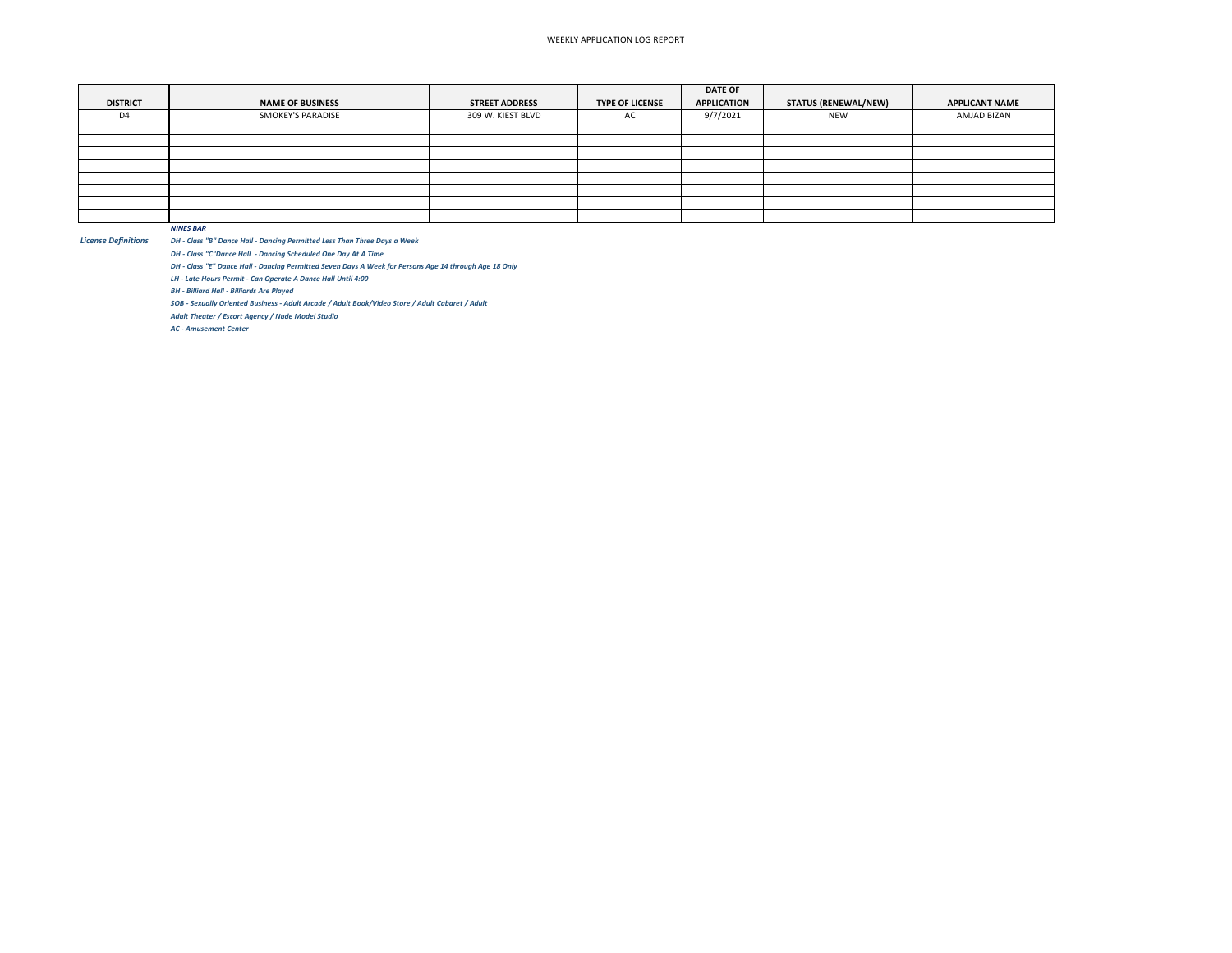WEEKLY APPLICATION LOG REPORT

| DISTRICT | NAME OF BUSINESS | STREET ADDRESS | TYPE OF LICENSE | DATE OF APPLICATION | STATUS (RENEWAL/NEW) | APPLICANT NAME |
|---|---|---|---|---|---|---|
| D4 | SMOKEY'S PARADISE | 309 W. KIEST BLVD | AC | 9/7/2021 | NEW | AMJAD BIZAN |
| | | | | | | |
| | | | | | | |
| | | | | | | |
| | | | | | | |
| | | | | | | |
| | | | | | | |
| | | | | | | |
| | | | | | | |

***NINES BAR***

***License Definitions***

*DH - Class "B" Dance Hall - Dancing Permitted Less Than Three Days a Week*

*DH - Class "C"Dance Hall - Dancing Scheduled One Day At A Time*

*DH - Class "E" Dance Hall - Dancing Permitted Seven Days A Week for Persons Age 14 through Age 18 Only*

*LH - Late Hours Permit - Can Operate A Dance Hall Until 4:00*

*BH - Billiard Hall - Billiards Are Played*

*SOB - Sexually Oriented Business - Adult Arcade / Adult Book/Video Store / Adult Cabaret / Adult*

*Adult Theater / Escort Agency / Nude Model Studio*

*AC - Amusement Center*